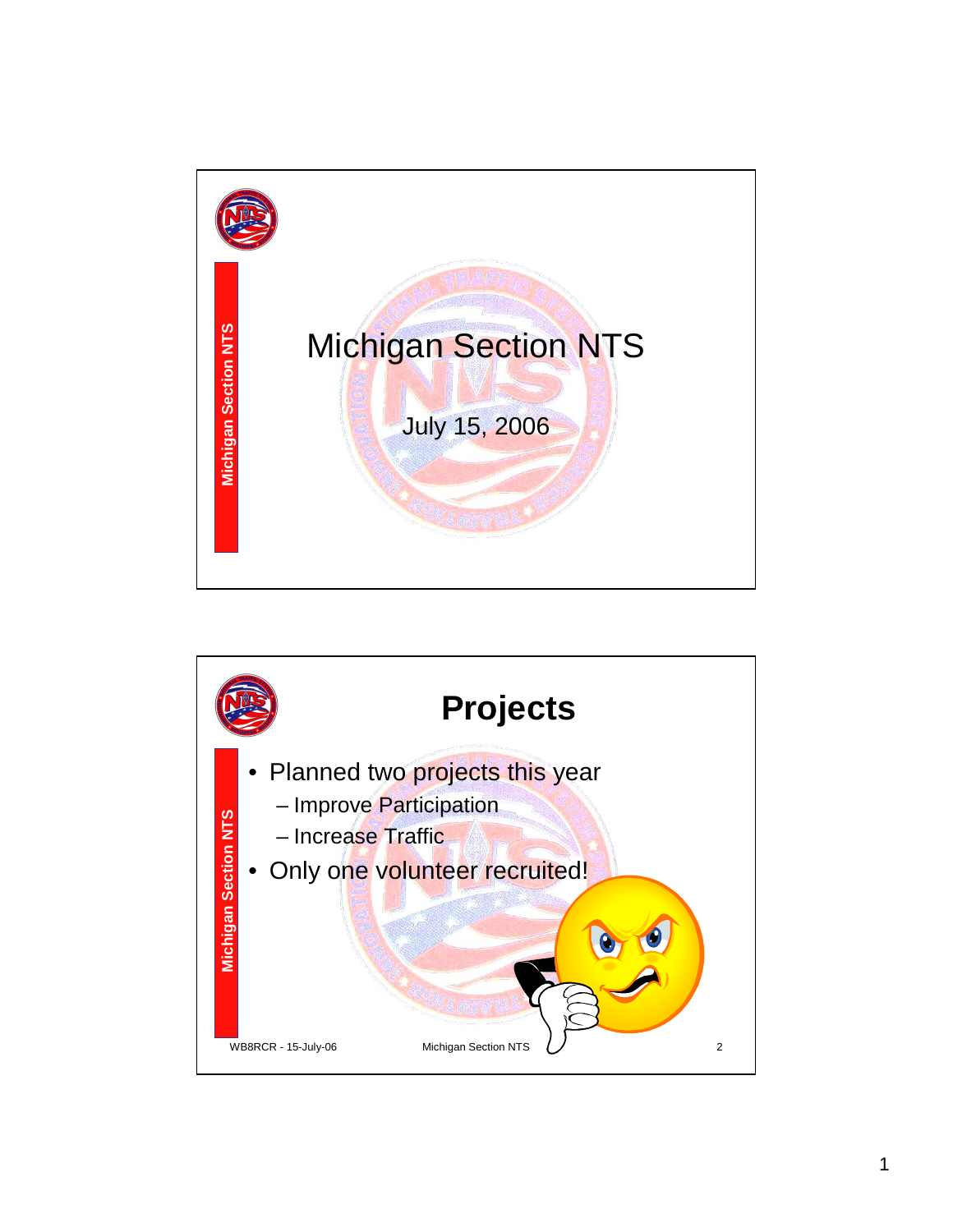# Michigan Section NTS

July 15, 2006

## Projects

- Planned two projects this year
  - Improve Participation
  - Increase Traffic
- Only one volunteer recruited!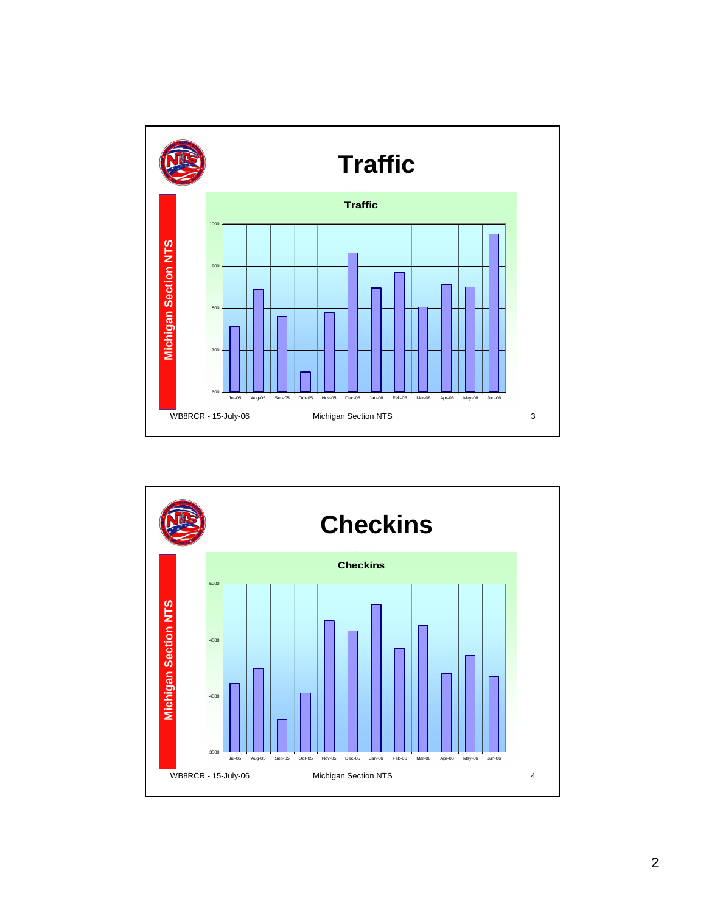# Traffic

Michigan Section NTS

Traffic

1000
900
800
700
600

Jul-05 Aug-05 Sep-05 Oct-05 Nov-05 Dec-05 Jan-06 Feb-06 Mar-06 Apr-06 May-06 Jun-06

WB8RCR - 15-July-06 Michigan Section NTS 3

# Checkins

Michigan Section NTS

Checkins

5000
4500
4000
3500

Jul-05 Aug-05 Sep-05 Oct-05 Nov-05 Dec-05 Jan-06 Feb-06 Mar-06 Apr-06 May-06 Jun-06

WB8RCR - 15-July-06 Michigan Section NTS 4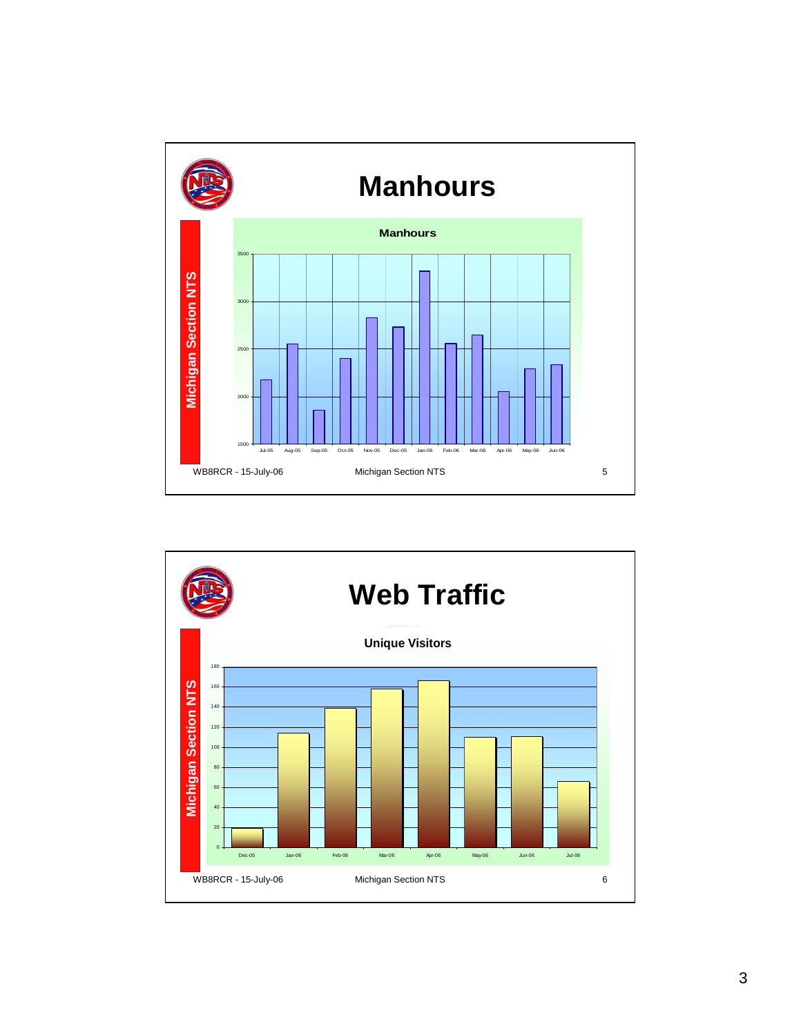# Manhours

Michigan Section NTS

Manhours

3500
3000
2500
2000
1500

Jul-05 Aug-05 Sep-05 Oct-05 Nov-05 Dec-05 Jan-06 Feb-06 Mar-06 Apr-06 May-06 Jun-06

WB8RCR - 15-July-06 Michigan Section NTS 5

# Web Traffic

Michigan Section NTS

Unique Visitors

180
160
140
120
100
80
60
40
20
0

Dec-05 Jan-06 Feb-06 Mar-06 Apr-06 May-06 Jun-06 Jul-06

WB8RCR - 15-July-06 Michigan Section NTS 6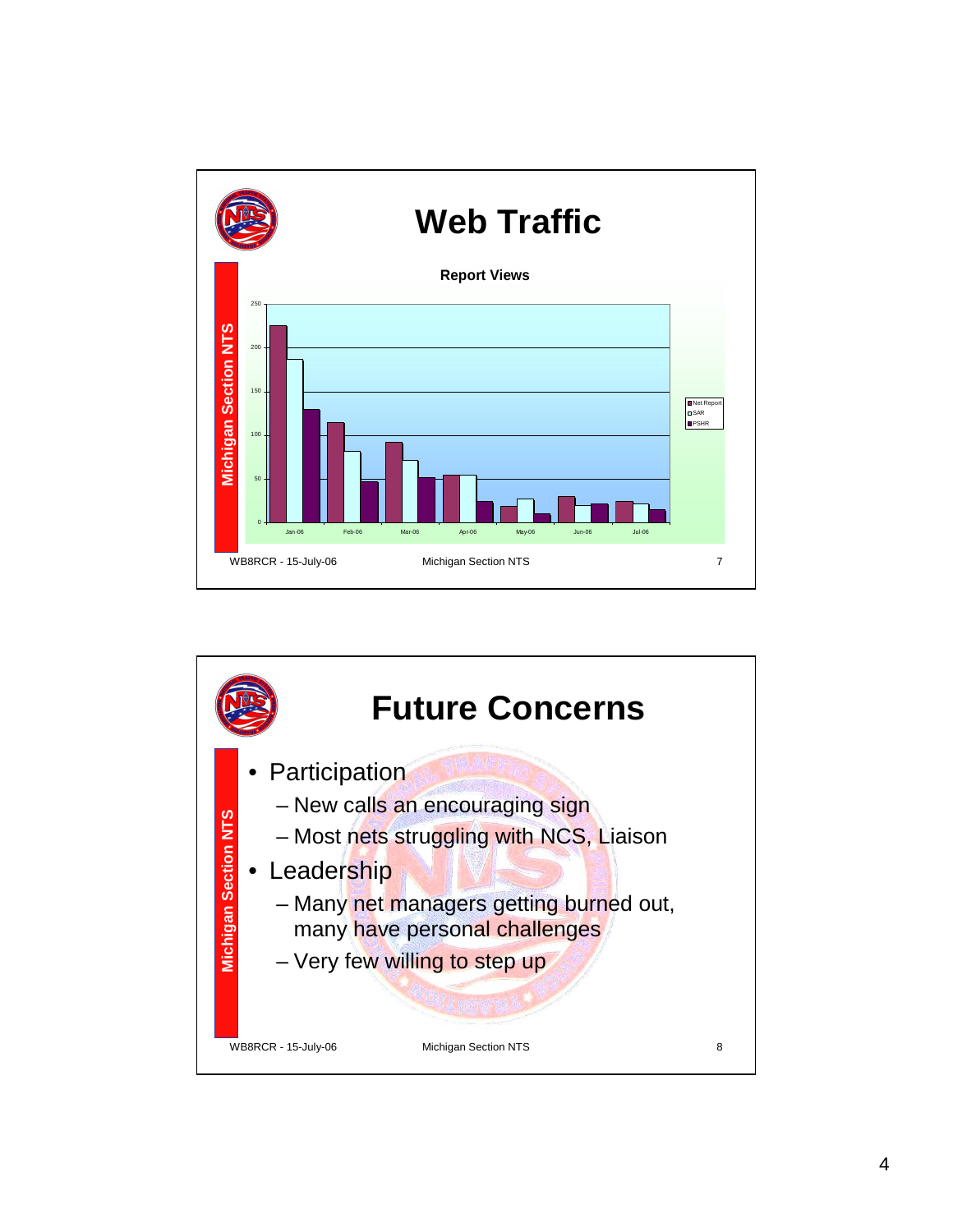# Web Traffic

Michigan Section NTS

**Report Views**

250
200
150
100
50
0

Jan-06
Feb-06
Mar-06
Apr-06
May-06
Jun-06
Jul-06

Net Report
SAR
PSHR

WB8RCR - 15-July-06 Michigan Section NTS 7

# Future Concerns

Michigan Section NTS

- Participation
  - New calls an encouraging sign
  - Most nets struggling with NCS, Liaison
- Leadership
  - Many net managers getting burned out, many have personal challenges
  - Very few willing to step up

WB8RCR - 15-July-06 Michigan Section NTS 8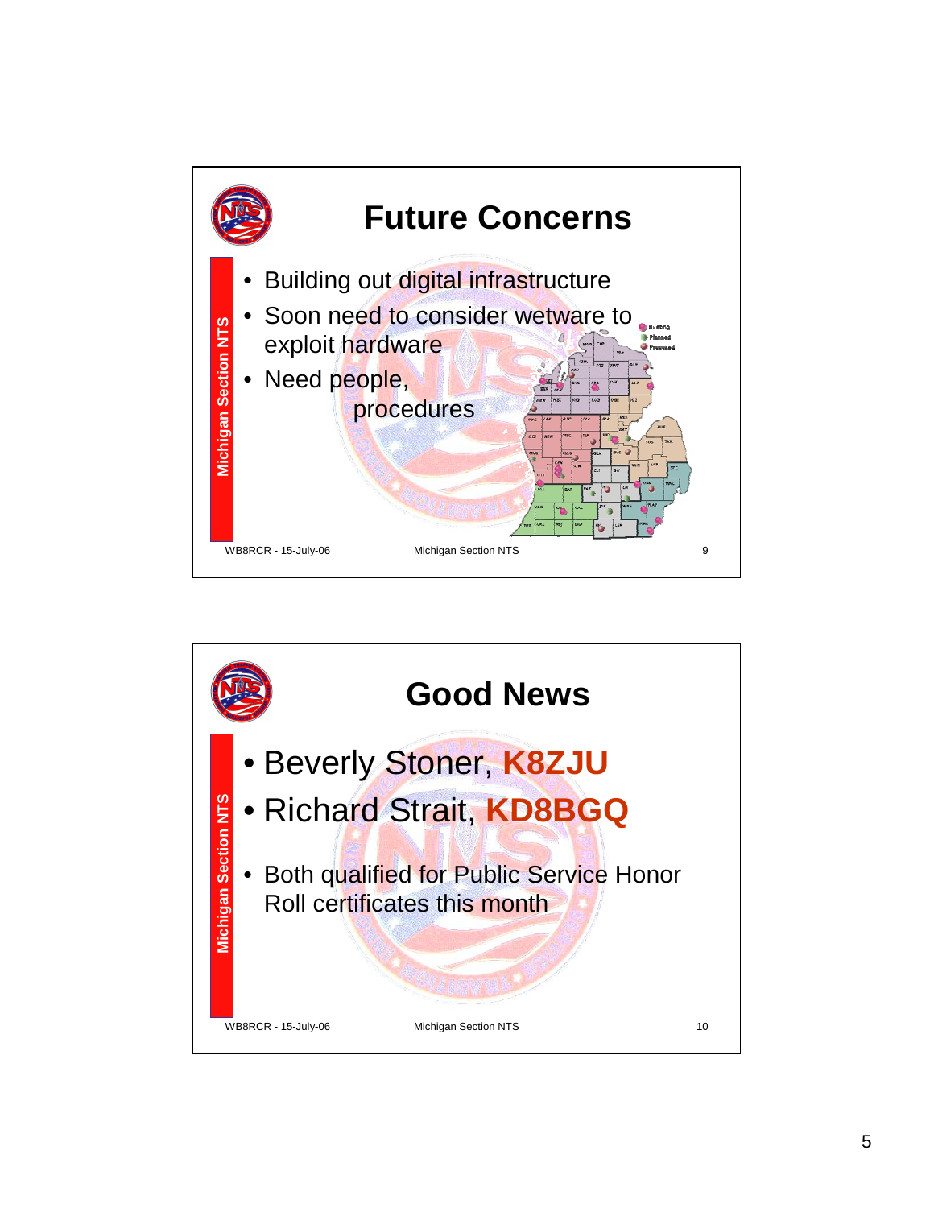## Future Concerns

- Building out digital infrastructure
- Soon need to consider wetware to exploit hardware
- Need people, procedures

## Good News

- Beverly Stoner, **K8ZJU**
- Richard Strait, **KD8BGQ**
- Both qualified for Public Service Honor Roll certificates this month